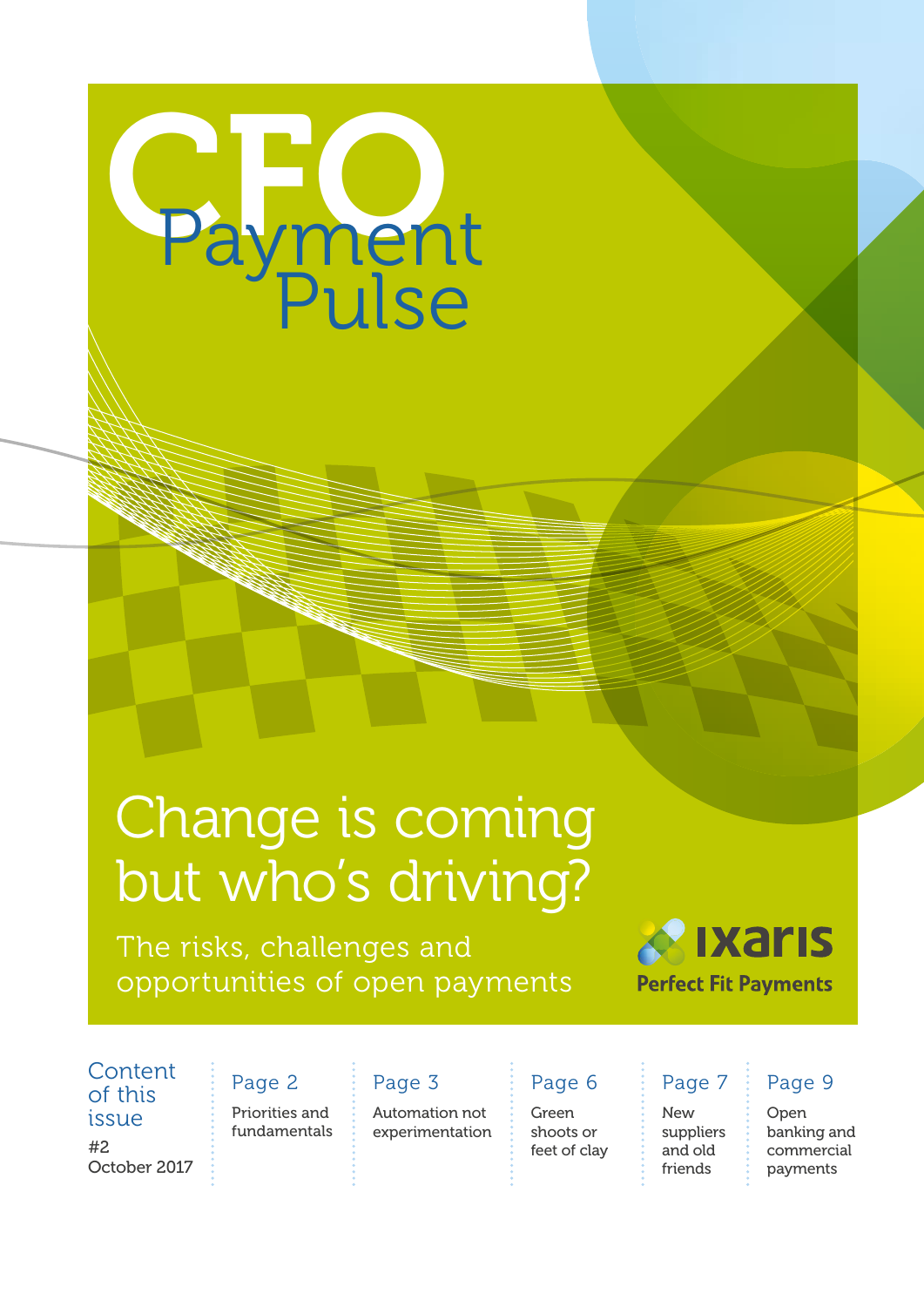# CFO Payment Pulse

## Change is coming but who's driving?

The risks, challenges and opportunities of open payments

ixaris

Perfect Fit Payments

**Content of this issue**

#2
October 2017

- **Page 2** — Priorities and fundamentals
- **Page 3** — Automation not experimentation
- **Page 6** — Green shoots or feet of clay
- **Page 7** — New suppliers and old friends
- **Page 9** — Open banking and commercial payments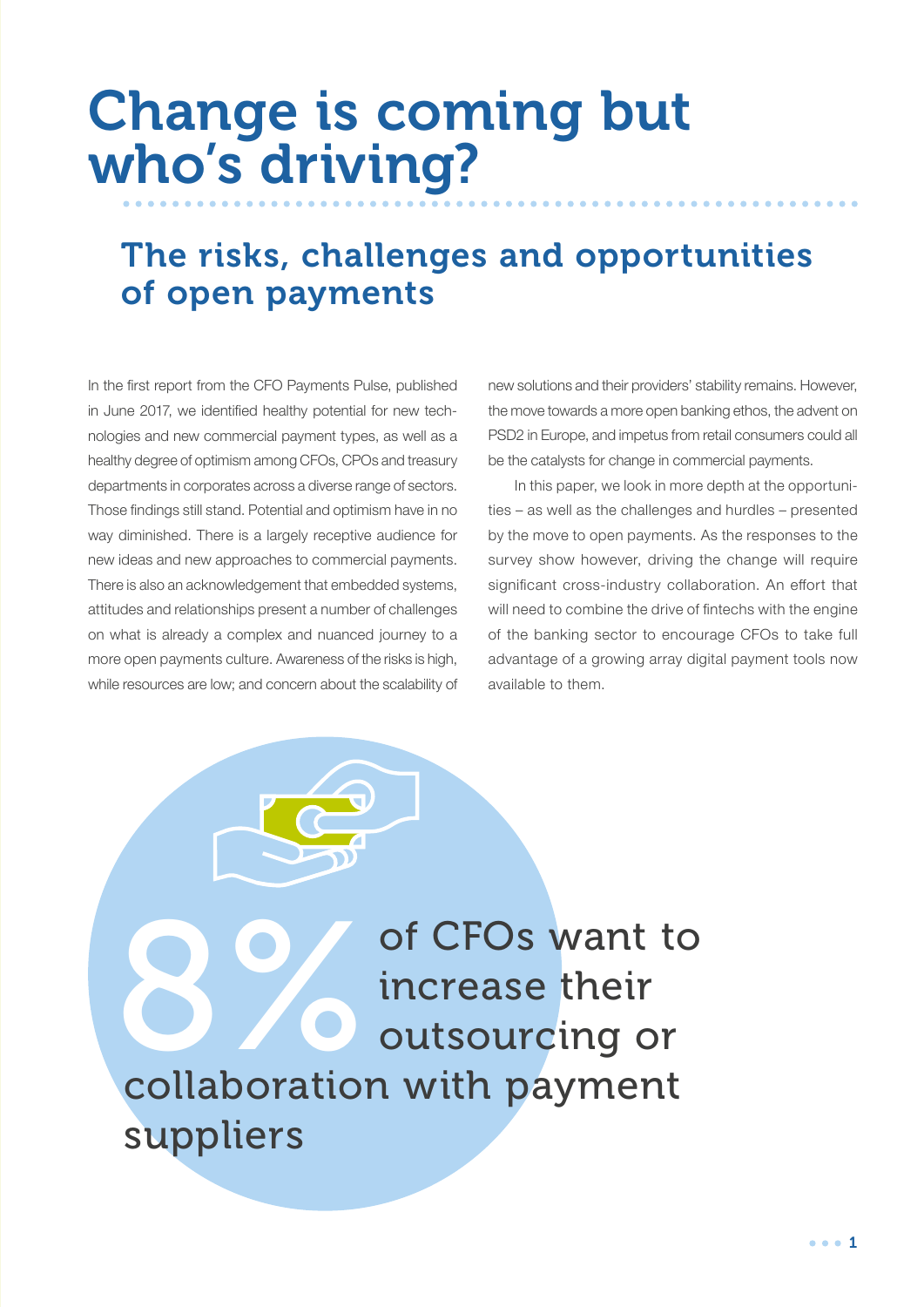# Change is coming but who's driving?

## The risks, challenges and opportunities of open payments

In the first report from the CFO Payments Pulse, published in June 2017, we identified healthy potential for new technologies and new commercial payment types, as well as a healthy degree of optimism among CFOs, CPOs and treasury departments in corporates across a diverse range of sectors. Those findings still stand. Potential and optimism have in no way diminished. There is a largely receptive audience for new ideas and new approaches to commercial payments. There is also an acknowledgement that embedded systems, attitudes and relationships present a number of challenges on what is already a complex and nuanced journey to a more open payments culture. Awareness of the risks is high, while resources are low; and concern about the scalability of new solutions and their providers' stability remains. However, the move towards a more open banking ethos, the advent on PSD2 in Europe, and impetus from retail consumers could all be the catalysts for change in commercial payments.

In this paper, we look in more depth at the opportunities – as well as the challenges and hurdles – presented by the move to open payments. As the responses to the survey show however, driving the change will require significant cross-industry collaboration. An effort that will need to combine the drive of fintechs with the engine of the banking sector to encourage CFOs to take full advantage of a growing array digital payment tools now available to them.

**8%** of CFOs want to increase their outsourcing or collaboration with payment suppliers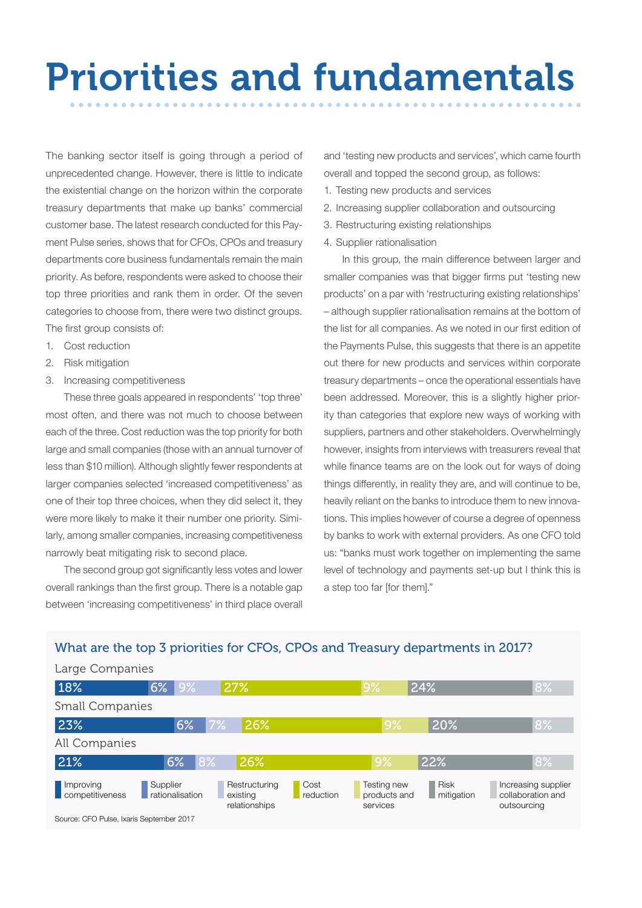# Priorities and fundamentals

The banking sector itself is going through a period of unprecedented change. However, there is little to indicate the existential change on the horizon within the corporate treasury departments that make up banks' commercial customer base. The latest research conducted for this Payment Pulse series, shows that for CFOs, CPOs and treasury departments core business fundamentals remain the main priority. As before, respondents were asked to choose their top three priorities and rank them in order. Of the seven categories to choose from, there were two distinct groups. The first group consists of:

1. Cost reduction
2. Risk mitigation
3. Increasing competitiveness

These three goals appeared in respondents' 'top three' most often, and there was not much to choose between each of the three. Cost reduction was the top priority for both large and small companies (those with an annual turnover of less than $10 million). Although slightly fewer respondents at larger companies selected 'increased competitiveness' as one of their top three choices, when they did select it, they were more likely to make it their number one priority. Similarly, among smaller companies, increasing competitiveness narrowly beat mitigating risk to second place.

The second group got significantly less votes and lower overall rankings than the first group. There is a notable gap between 'increasing competitiveness' in third place overall and 'testing new products and services', which came fourth overall and topped the second group, as follows:

1. Testing new products and services
2. Increasing supplier collaboration and outsourcing
3. Restructuring existing relationships
4. Supplier rationalisation

In this group, the main difference between larger and smaller companies was that bigger firms put 'testing new products' on a par with 'restructuring existing relationships' – although supplier rationalisation remains at the bottom of the list for all companies. As we noted in our first edition of the Payments Pulse, this suggests that there is an appetite out there for new products and services within corporate treasury departments – once the operational essentials have been addressed. Moreover, this is a slightly higher priority than categories that explore new ways of working with suppliers, partners and other stakeholders. Overwhelmingly however, insights from interviews with treasurers reveal that while finance teams are on the look out for ways of doing things differently, in reality they are, and will continue to be, heavily reliant on the banks to introduce them to new innovations. This implies however of course a degree of openness by banks to work with external providers. As one CFO told us: "banks must work together on implementing the same level of technology and payments set-up but I think this is a step too far [for them]."

## What are the top 3 priorities for CFOs, CPOs and Treasury departments in 2017?

| | Improving competitiveness | Supplier rationalisation | Restructuring existing relationships | Cost reduction | Testing new products and services | Risk mitigation | Increasing supplier collaboration and outsourcing |
|---|---|---|---|---|---|---|---|
| Large Companies | 18% | 6% | 9% | 27% | 9% | 24% | 8% |
| Small Companies | 23% | 6% | 7% | 26% | 9% | 20% | 8% |
| All Companies | 21% | 6% | 8% | 26% | 9% | 22% | 8% |

Source: CFO Pulse, Ixaris September 2017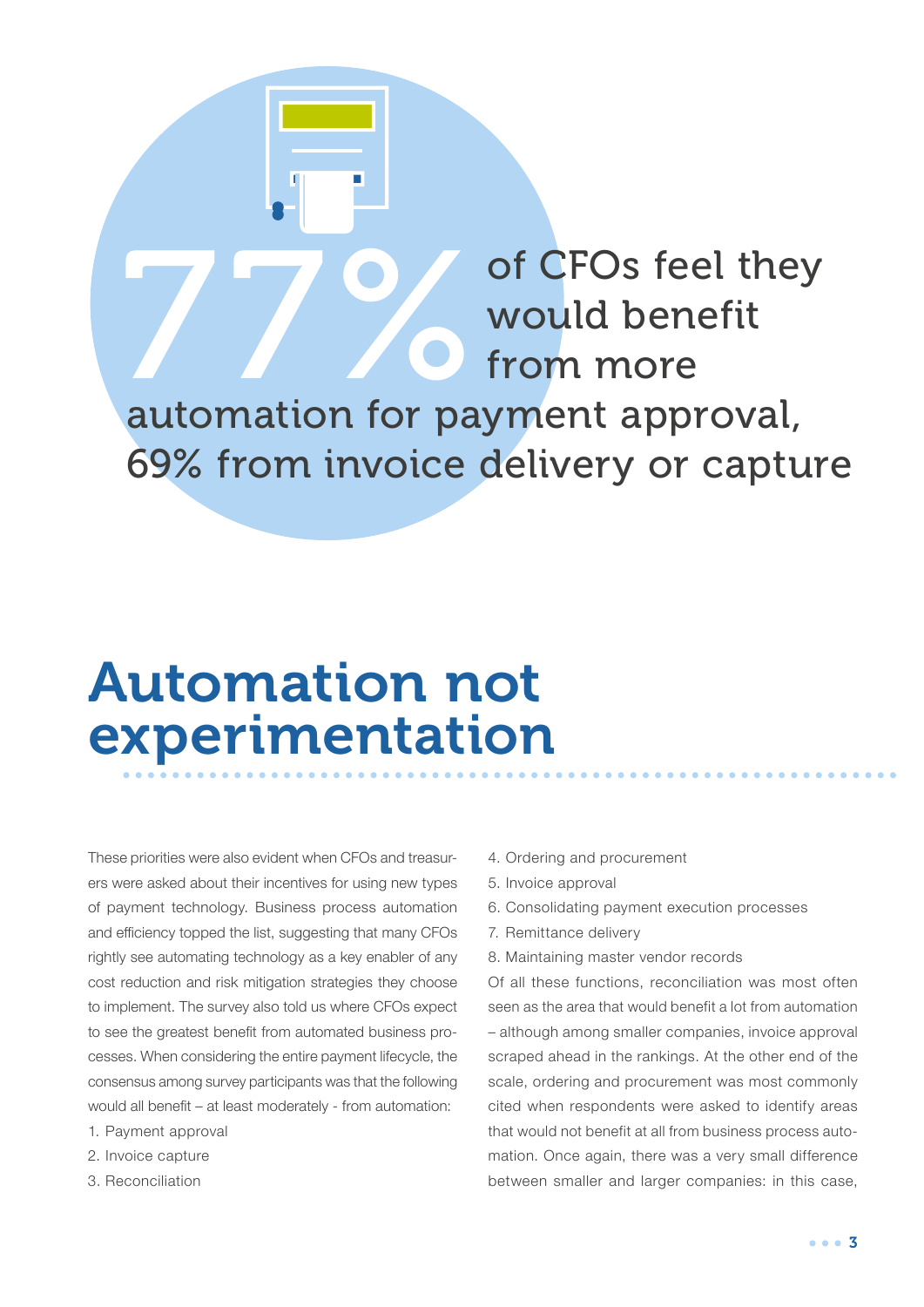**77%** of CFOs feel they would benefit from more automation for payment approval, 69% from invoice delivery or capture

# Automation not experimentation

These priorities were also evident when CFOs and treasurers were asked about their incentives for using new types of payment technology. Business process automation and efficiency topped the list, suggesting that many CFOs rightly see automating technology as a key enabler of any cost reduction and risk mitigation strategies they choose to implement. The survey also told us where CFOs expect to see the greatest benefit from automated business processes. When considering the entire payment lifecycle, the consensus among survey participants was that the following would all benefit – at least moderately - from automation:

1. Payment approval
2. Invoice capture
3. Reconciliation
4. Ordering and procurement
5. Invoice approval
6. Consolidating payment execution processes
7. Remittance delivery
8. Maintaining master vendor records

Of all these functions, reconciliation was most often seen as the area that would benefit a lot from automation – although among smaller companies, invoice approval scraped ahead in the rankings. At the other end of the scale, ordering and procurement was most commonly cited when respondents were asked to identify areas that would not benefit at all from business process automation. Once again, there was a very small difference between smaller and larger companies: in this case,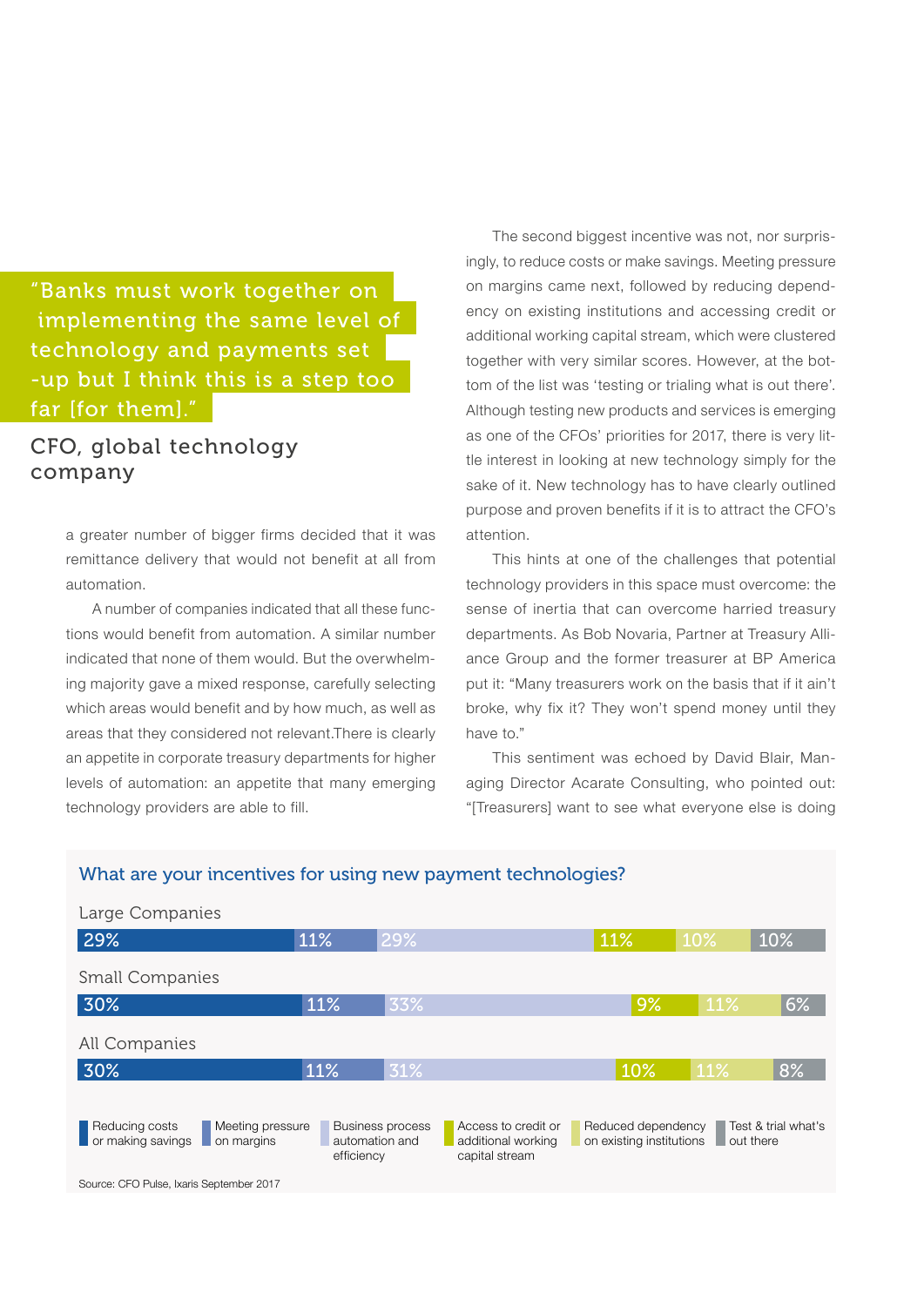> "Banks must work together on implementing the same level of technology and payments set-up but I think this is a step too far [for them]."
>
> CFO, global technology company

a greater number of bigger firms decided that it was remittance delivery that would not benefit at all from automation.

A number of companies indicated that all these functions would benefit from automation. A similar number indicated that none of them would. But the overwhelming majority gave a mixed response, carefully selecting which areas would benefit and by how much, as well as areas that they considered not relevant.There is clearly an appetite in corporate treasury departments for higher levels of automation: an appetite that many emerging technology providers are able to fill.

The second biggest incentive was not, nor surprisingly, to reduce costs or make savings. Meeting pressure on margins came next, followed by reducing dependency on existing institutions and accessing credit or additional working capital stream, which were clustered together with very similar scores. However, at the bottom of the list was 'testing or trialing what is out there'. Although testing new products and services is emerging as one of the CFOs' priorities for 2017, there is very little interest in looking at new technology simply for the sake of it. New technology has to have clearly outlined purpose and proven benefits if it is to attract the CFO's attention.

This hints at one of the challenges that potential technology providers in this space must overcome: the sense of inertia that can overcome harried treasury departments. As Bob Novaria, Partner at Treasury Alliance Group and the former treasurer at BP America put it: "Many treasurers work on the basis that if it ain't broke, why fix it? They won't spend money until they have to."

This sentiment was echoed by David Blair, Managing Director Acarate Consulting, who pointed out: "[Treasurers] want to see what everyone else is doing

### What are your incentives for using new payment technologies?

| | Reducing costs or making savings | Meeting pressure on margins | Business process automation and efficiency | Access to credit or additional working capital stream | Reduced dependency on existing institutions | Test & trial what's out there |
|---|---|---|---|---|---|---|
| Large Companies | 29% | 11% | 29% | 11% | 10% | 10% |
| Small Companies | 30% | 11% | 33% | 9% | 11% | 6% |
| All Companies | 30% | 11% | 31% | 10% | 11% | 8% |

Source: CFO Pulse, Ixaris September 2017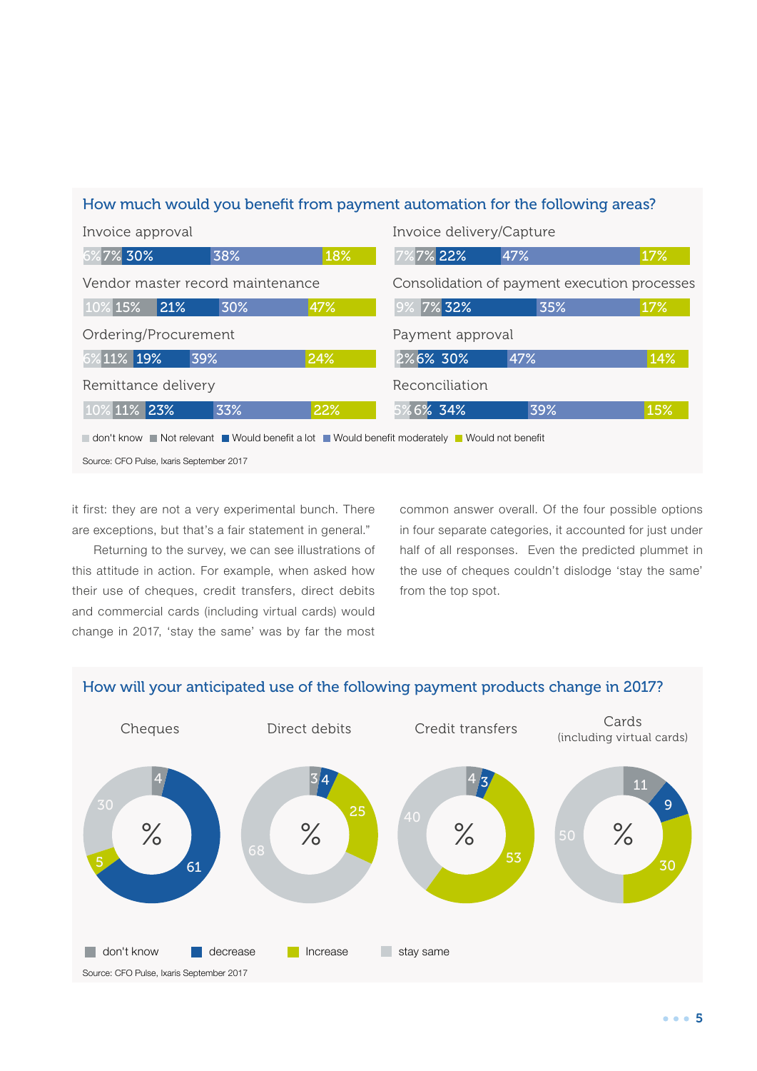## How much would you benefit from payment automation for the following areas?

| Area | don't know | Not relevant | Would benefit a lot | Would benefit moderately | Would not benefit |
|---|---|---|---|---|---|
| Invoice approval | 6% | 7% | 30% | 38% | 18% |
| Invoice delivery/Capture | 7% | 7% | 22% | 47% | 17% |
| Vendor master record maintenance | 10% | 15% | 21% | 30% | 47% |
| Consolidation of payment execution processes | 9% | 7% | 32% | 35% | 17% |
| Ordering/Procurement | 6% | 11% | 19% | 39% | 24% |
| Payment approval | 2% | 6% | 30% | 47% | 14% |
| Remittance delivery | 10% | 11% | 23% | 33% | 22% |
| Reconciliation | 5% | 6% | 34% | 39% | 15% |

Source: CFO Pulse, Ixaris September 2017

it first: they are not a very experimental bunch. There are exceptions, but that's a fair statement in general."

Returning to the survey, we can see illustrations of this attitude in action. For example, when asked how their use of cheques, credit transfers, direct debits and commercial cards (including virtual cards) would change in 2017, 'stay the same' was by far the most common answer overall. Of the four possible options in four separate categories, it accounted for just under half of all responses. Even the predicted plummet in the use of cheques couldn't dislodge 'stay the same' from the top spot.

## How will your anticipated use of the following payment products change in 2017?

| % | don't know | decrease | Increase | stay same |
|---|---|---|---|---|
| Cheques | 4 | 61 | 5 | 30 |
| Direct debits | 3 | 4 | 25 | 68 |
| Credit transfers | 4 | 3 | 53 | 40 |
| Cards (including virtual cards) | 11 | 9 | 30 | 50 |

Source: CFO Pulse, Ixaris September 2017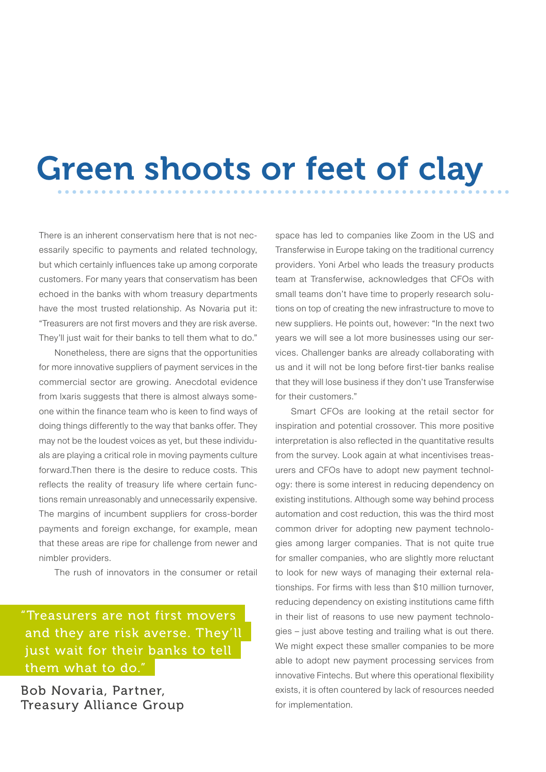# Green shoots or feet of clay

There is an inherent conservatism here that is not necessarily specific to payments and related technology, but which certainly influences take up among corporate customers. For many years that conservatism has been echoed in the banks with whom treasury departments have the most trusted relationship. As Novaria put it: "Treasurers are not first movers and they are risk averse. They'll just wait for their banks to tell them what to do."

Nonetheless, there are signs that the opportunities for more innovative suppliers of payment services in the commercial sector are growing. Anecdotal evidence from Ixaris suggests that there is almost always someone within the finance team who is keen to find ways of doing things differently to the way that banks offer. They may not be the loudest voices as yet, but these individuals are playing a critical role in moving payments culture forward.Then there is the desire to reduce costs. This reflects the reality of treasury life where certain functions remain unreasonably and unnecessarily expensive. The margins of incumbent suppliers for cross-border payments and foreign exchange, for example, mean that these areas are ripe for challenge from newer and nimbler providers.

The rush of innovators in the consumer or retail space has led to companies like Zoom in the US and Transferwise in Europe taking on the traditional currency providers. Yoni Arbel who leads the treasury products team at Transferwise, acknowledges that CFOs with small teams don't have time to properly research solutions on top of creating the new infrastructure to move to new suppliers. He points out, however: "In the next two years we will see a lot more businesses using our services. Challenger banks are already collaborating with us and it will not be long before first-tier banks realise that they will lose business if they don't use Transferwise for their customers."

Smart CFOs are looking at the retail sector for inspiration and potential crossover. This more positive interpretation is also reflected in the quantitative results from the survey. Look again at what incentivises treasurers and CFOs have to adopt new payment technology: there is some interest in reducing dependency on existing institutions. Although some way behind process automation and cost reduction, this was the third most common driver for adopting new payment technologies among larger companies. That is not quite true for smaller companies, who are slightly more reluctant to look for new ways of managing their external relationships. For firms with less than $10 million turnover, reducing dependency on existing institutions came fifth in their list of reasons to use new payment technologies – just above testing and trailing what is out there. We might expect these smaller companies to be more able to adopt new payment processing services from innovative Fintechs. But where this operational flexibility exists, it is often countered by lack of resources needed for implementation.

> "Treasurers are not first movers and they are risk averse. They'll just wait for their banks to tell them what to do."
>
> Bob Novaria, Partner, Treasury Alliance Group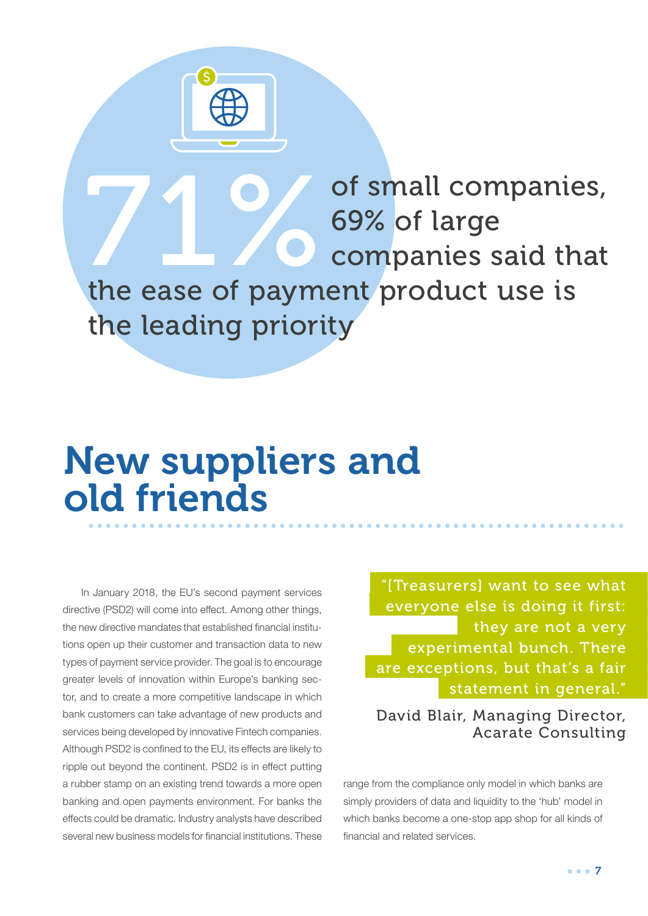**71%** of small companies, 69% of large companies said that the ease of payment product use is the leading priority

# New suppliers and old friends

In January 2018, the EU's second payment services directive (PSD2) will come into effect. Among other things, the new directive mandates that established financial institutions open up their customer and transaction data to new types of payment service provider. The goal is to encourage greater levels of innovation within Europe's banking sector, and to create a more competitive landscape in which bank customers can take advantage of new products and services being developed by innovative Fintech companies. Although PSD2 is confined to the EU, its effects are likely to ripple out beyond the continent. PSD2 is in effect putting a rubber stamp on an existing trend towards a more open banking and open payments environment. For banks the effects could be dramatic. Industry analysts have described several new business models for financial institutions. These range from the compliance only model in which banks are simply providers of data and liquidity to the 'hub' model in which banks become a one-stop app shop for all kinds of financial and related services.

> "[Treasurers] want to see what everyone else is doing it first: they are not a very experimental bunch. There are exceptions, but that's a fair statement in general."
>
> David Blair, Managing Director, Acarate Consulting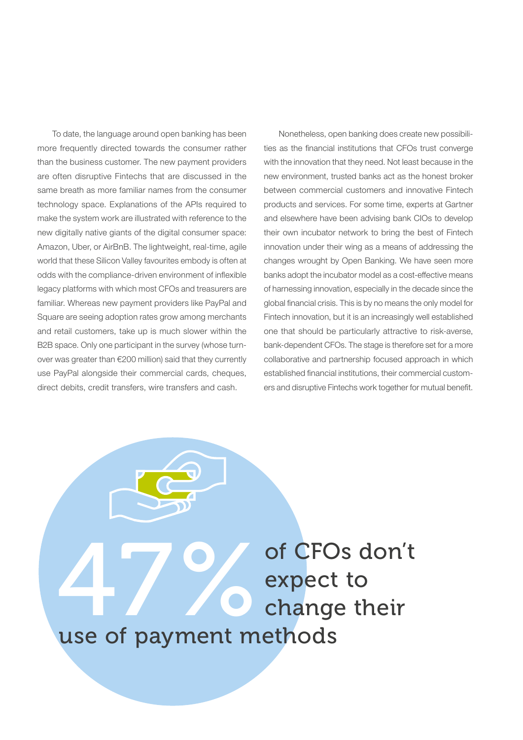To date, the language around open banking has been more frequently directed towards the consumer rather than the business customer. The new payment providers are often disruptive Fintechs that are discussed in the same breath as more familiar names from the consumer technology space. Explanations of the APIs required to make the system work are illustrated with reference to the new digitally native giants of the digital consumer space: Amazon, Uber, or AirBnB. The lightweight, real-time, agile world that these Silicon Valley favourites embody is often at odds with the compliance-driven environment of inflexible legacy platforms with which most CFOs and treasurers are familiar. Whereas new payment providers like PayPal and Square are seeing adoption rates grow among merchants and retail customers, take up is much slower within the B2B space. Only one participant in the survey (whose turnover was greater than €200 million) said that they currently use PayPal alongside their commercial cards, cheques, direct debits, credit transfers, wire transfers and cash.

Nonetheless, open banking does create new possibilities as the financial institutions that CFOs trust converge with the innovation that they need. Not least because in the new environment, trusted banks act as the honest broker between commercial customers and innovative Fintech products and services. For some time, experts at Gartner and elsewhere have been advising bank CIOs to develop their own incubator network to bring the best of Fintech innovation under their wing as a means of addressing the changes wrought by Open Banking. We have seen more banks adopt the incubator model as a cost-effective means of harnessing innovation, especially in the decade since the global financial crisis. This is by no means the only model for Fintech innovation, but it is an increasingly well established one that should be particularly attractive to risk-averse, bank-dependent CFOs. The stage is therefore set for a more collaborative and partnership focused approach in which established financial institutions, their commercial customers and disruptive Fintechs work together for mutual benefit.

**47% of CFOs don't expect to change their use of payment methods**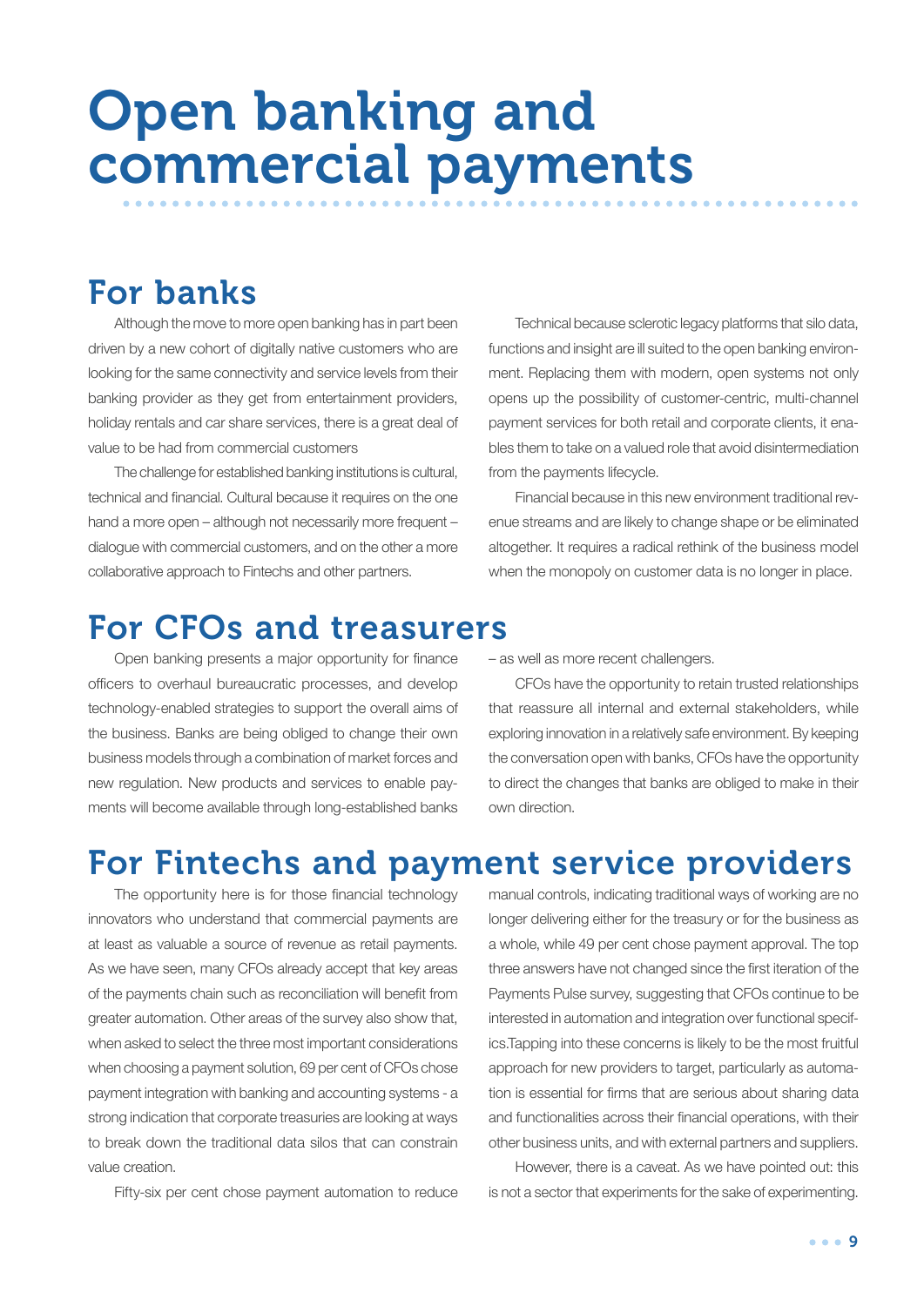# Open banking and commercial payments

## For banks

Although the move to more open banking has in part been driven by a new cohort of digitally native customers who are looking for the same connectivity and service levels from their banking provider as they get from entertainment providers, holiday rentals and car share services, there is a great deal of value to be had from commercial customers

The challenge for established banking institutions is cultural, technical and financial. Cultural because it requires on the one hand a more open – although not necessarily more frequent – dialogue with commercial customers, and on the other a more collaborative approach to Fintechs and other partners.

Technical because sclerotic legacy platforms that silo data, functions and insight are ill suited to the open banking environment. Replacing them with modern, open systems not only opens up the possibility of customer-centric, multi-channel payment services for both retail and corporate clients, it enables them to take on a valued role that avoid disintermediation from the payments lifecycle.

Financial because in this new environment traditional revenue streams and are likely to change shape or be eliminated altogether. It requires a radical rethink of the business model when the monopoly on customer data is no longer in place.

## For CFOs and treasurers

Open banking presents a major opportunity for finance officers to overhaul bureaucratic processes, and develop technology-enabled strategies to support the overall aims of the business. Banks are being obliged to change their own business models through a combination of market forces and new regulation. New products and services to enable payments will become available through long-established banks – as well as more recent challengers.

CFOs have the opportunity to retain trusted relationships that reassure all internal and external stakeholders, while exploring innovation in a relatively safe environment. By keeping the conversation open with banks, CFOs have the opportunity to direct the changes that banks are obliged to make in their own direction.

## For Fintechs and payment service providers

The opportunity here is for those financial technology innovators who understand that commercial payments are at least as valuable a source of revenue as retail payments. As we have seen, many CFOs already accept that key areas of the payments chain such as reconciliation will benefit from greater automation. Other areas of the survey also show that, when asked to select the three most important considerations when choosing a payment solution, 69 per cent of CFOs chose payment integration with banking and accounting systems - a strong indication that corporate treasuries are looking at ways to break down the traditional data silos that can constrain value creation.

Fifty-six per cent chose payment automation to reduce manual controls, indicating traditional ways of working are no longer delivering either for the treasury or for the business as a whole, while 49 per cent chose payment approval. The top three answers have not changed since the first iteration of the Payments Pulse survey, suggesting that CFOs continue to be interested in automation and integration over functional specifics.Tapping into these concerns is likely to be the most fruitful approach for new providers to target, particularly as automation is essential for firms that are serious about sharing data and functionalities across their financial operations, with their other business units, and with external partners and suppliers.

However, there is a caveat. As we have pointed out: this is not a sector that experiments for the sake of experimenting.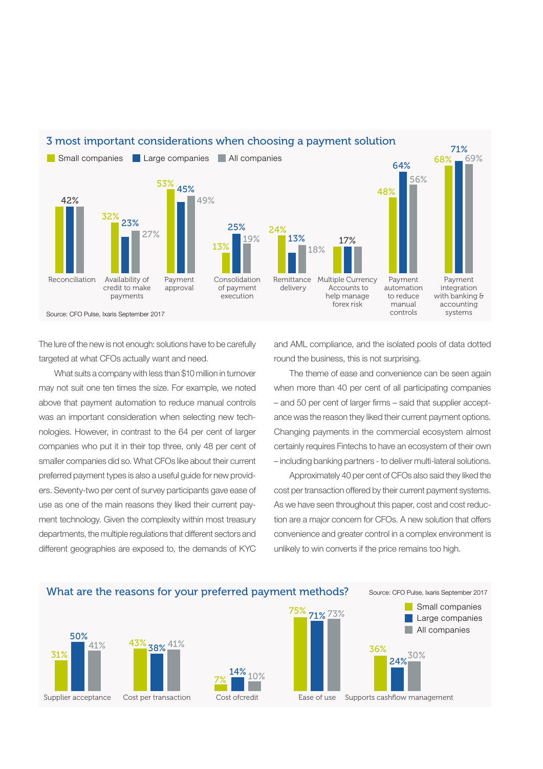## 3 most important considerations when choosing a payment solution

| Consideration | Small companies | Large companies | All companies |
|---|---|---|---|
| Reconciliation | 42% | 42% | 42% |
| Availability of credit to make payments | 32% | 23% | 27% |
| Payment approval | 53% | 45% | 49% |
| Consolidation of payment execution | 13% | 25% | 19% |
| Remittance delivery | 24% | 13% | 18% |
| Multiple Currency Accounts to help manage forex risk | 17% | 17% | 17% |
| Payment automation to reduce manual controls | 48% | 64% | 56% |
| Payment integration with banking & accounting systems | 68% | 71% | 69% |

Source: CFO Pulse, Ixaris September 2017

The lure of the new is not enough: solutions have to be carefully targeted at what CFOs actually want and need.

What suits a company with less than $10 million in turnover may not suit one ten times the size. For example, we noted above that payment automation to reduce manual controls was an important consideration when selecting new technologies. However, in contrast to the 64 per cent of larger companies who put it in their top three, only 48 per cent of smaller companies did so. What CFOs like about their current preferred payment types is also a useful guide for new providers. Seventy-two per cent of survey participants gave ease of use as one of the main reasons they liked their current payment technology. Given the complexity within most treasury departments, the multiple regulations that different sectors and different geographies are exposed to, the demands of KYC and AML compliance, and the isolated pools of data dotted round the business, this is not surprising.

The theme of ease and convenience can be seen again when more than 40 per cent of all participating companies – and 50 per cent of larger firms – said that supplier acceptance was the reason they liked their current payment options. Changing payments in the commercial ecosystem almost certainly requires Fintechs to have an ecosystem of their own – including banking partners - to deliver multi-lateral solutions.

Approximately 40 per cent of CFOs also said they liked the cost per transaction offered by their current payment systems. As we have seen throughout this paper, cost and cost reduction are a major concern for CFOs. A new solution that offers convenience and greater control in a complex environment is unlikely to win converts if the price remains too high.

## What are the reasons for your preferred payment methods?

Source: CFO Pulse, Ixaris September 2017

| Reason | Small companies | Large companies | All companies |
|---|---|---|---|
| Supplier acceptance | 31% | 50% | 41% |
| Cost per transaction | 43% | 38% | 41% |
| Cost ofcredit | 7% | 14% | 10% |
| Ease of use | 75% | 71% | 73% |
| Supports cashflow management | 36% | 24% | 30% |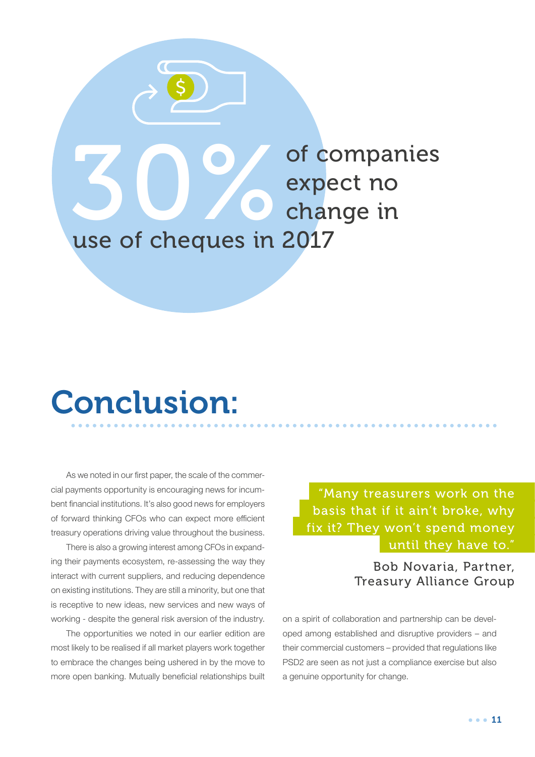**30%** of companies expect no change in use of cheques in 2017

# Conclusion:

As we noted in our first paper, the scale of the commercial payments opportunity is encouraging news for incumbent financial institutions. It's also good news for employers of forward thinking CFOs who can expect more efficient treasury operations driving value throughout the business.

There is also a growing interest among CFOs in expanding their payments ecosystem, re-assessing the way they interact with current suppliers, and reducing dependence on existing institutions. They are still a minority, but one that is receptive to new ideas, new services and new ways of working - despite the general risk aversion of the industry.

The opportunities we noted in our earlier edition are most likely to be realised if all market players work together to embrace the changes being ushered in by the move to more open banking. Mutually beneficial relationships built on a spirit of collaboration and partnership can be developed among established and disruptive providers – and their commercial customers – provided that regulations like PSD2 are seen as not just a compliance exercise but also a genuine opportunity for change.

> "Many treasurers work on the basis that if it ain't broke, why fix it? They won't spend money until they have to."
>
> Bob Novaria, Partner, Treasury Alliance Group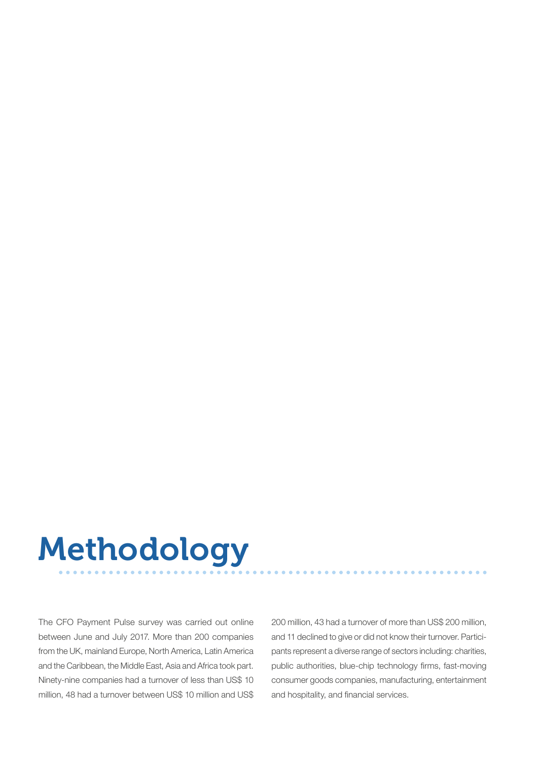# Methodology

The CFO Payment Pulse survey was carried out online between June and July 2017. More than 200 companies from the UK, mainland Europe, North America, Latin America and the Caribbean, the Middle East, Asia and Africa took part. Ninety-nine companies had a turnover of less than US$ 10 million, 48 had a turnover between US$ 10 million and US$ 200 million, 43 had a turnover of more than US$ 200 million, and 11 declined to give or did not know their turnover. Participants represent a diverse range of sectors including: charities, public authorities, blue-chip technology firms, fast-moving consumer goods companies, manufacturing, entertainment and hospitality, and financial services.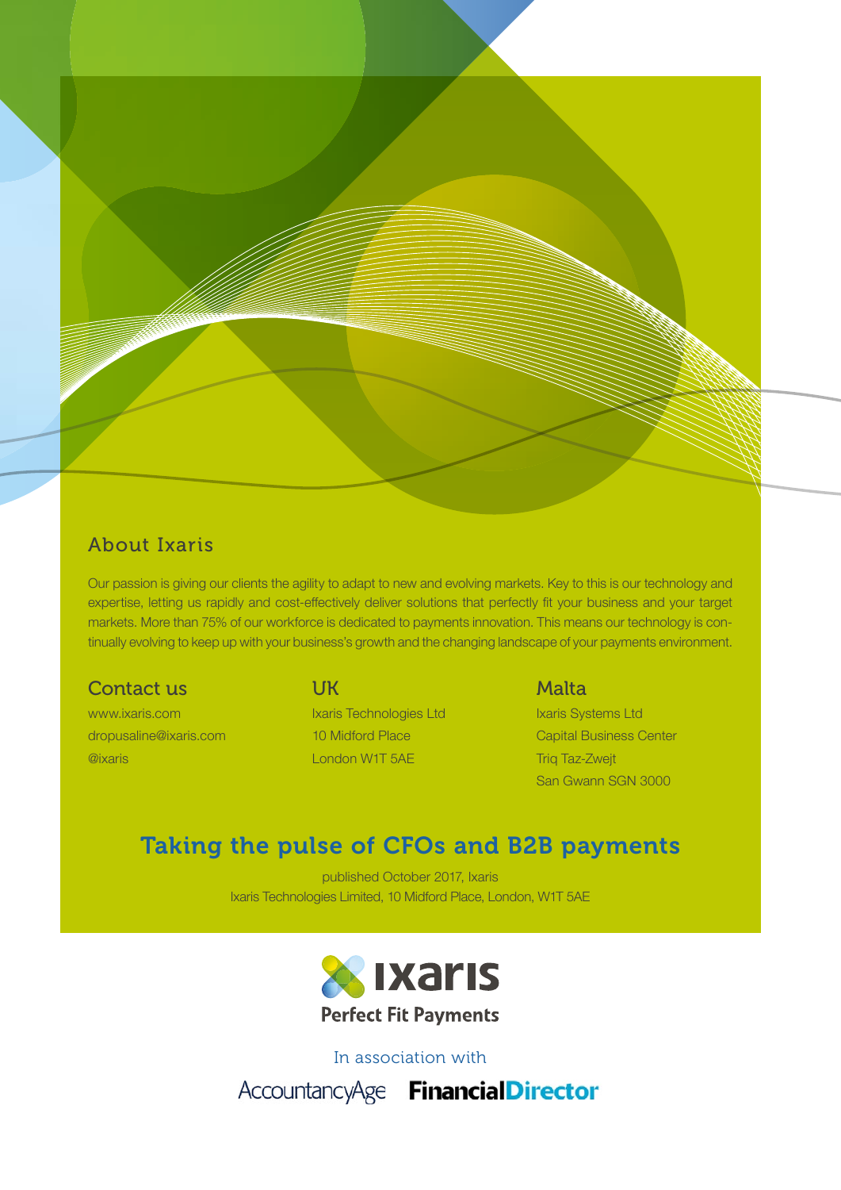## About Ixaris

Our passion is giving our clients the agility to adapt to new and evolving markets. Key to this is our technology and expertise, letting us rapidly and cost-effectively deliver solutions that perfectly fit your business and your target markets. More than 75% of our workforce is dedicated to payments innovation. This means our technology is continually evolving to keep up with your business's growth and the changing landscape of your payments environment.

### Contact us

www.ixaris.com
dropusaline@ixaris.com
@ixaris

### UK

Ixaris Technologies Ltd
10 Midford Place
London W1T 5AE

### Malta

Ixaris Systems Ltd
Capital Business Center
Triq Taz-Zwejt
San Gwann SGN 3000

## Taking the pulse of CFOs and B2B payments

published October 2017, Ixaris
Ixaris Technologies Limited, 10 Midford Place, London, W1T 5AE

ixaris
Perfect Fit Payments

In association with

AccountancyAge FinancialDirector